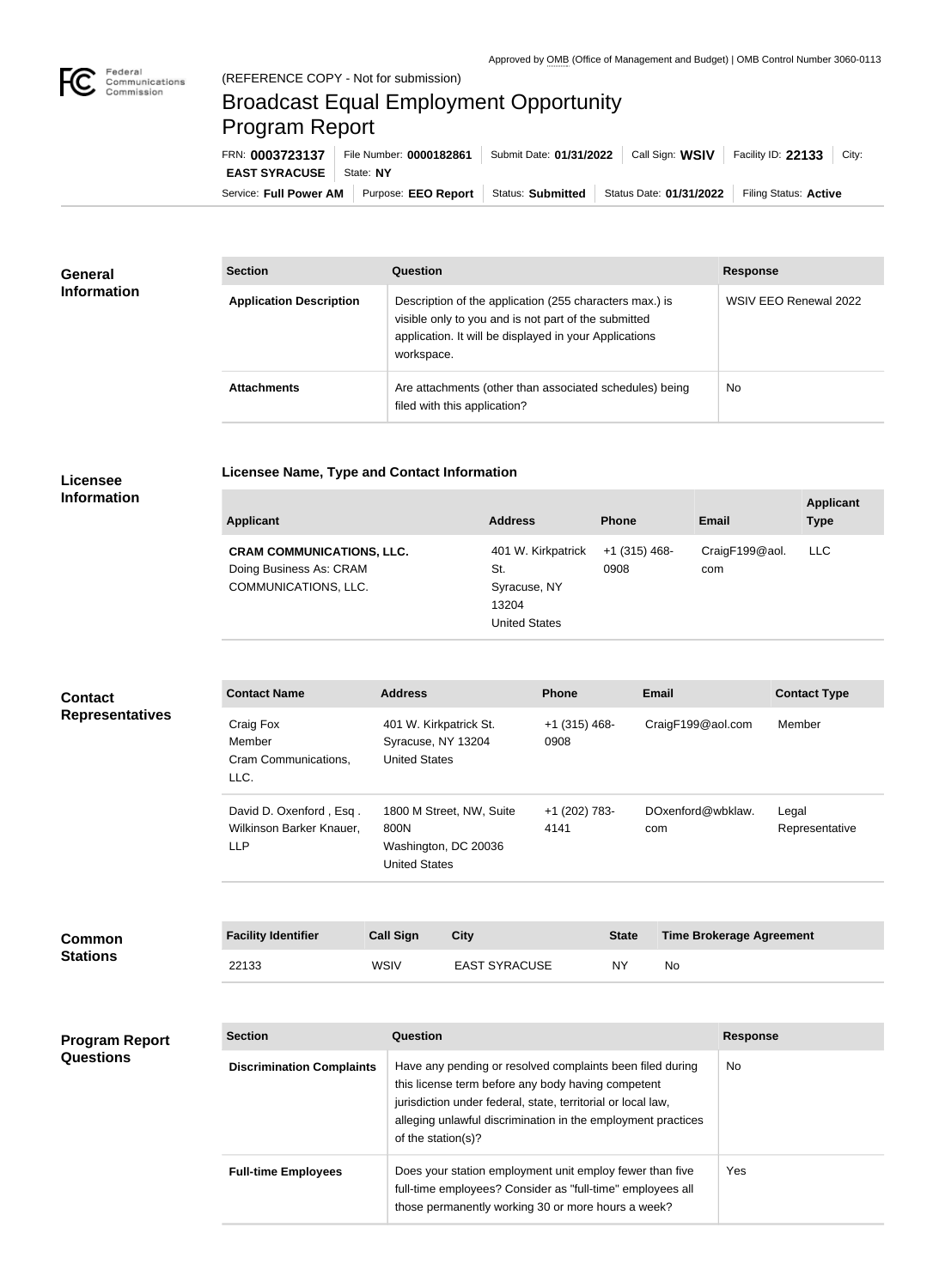Approved by OMB (Office of Management and Budget) | OMB Control Number 3060-0113

(REFERENCE COPY - Not for submission)

# Broadcast Equal Employment Opportunity Program Report

FRN: **0003723137** | File Number: **0000182861** | Submit Date: **01/31/2022** | Call Sign: **WSIV** | Facility ID: **22133** | City: **EAST SYRACUSE** | State: **NY**

Service: **Full Power AM** | Purpose: **EEO Report** | Status: **Submitted** | Status Date: **01/31/2022** | Filing Status: **Active**

## General Information

| Section | Question | Response |
| --- | --- | --- |
| **Application Description** | Description of the application (255 characters max.) is visible only to you and is not part of the submitted application. It will be displayed in your Applications workspace. | WSIV EEO Renewal 2022 |
| **Attachments** | Are attachments (other than associated schedules) being filed with this application? | No |

## Licensee Information

### Licensee Name, Type and Contact Information

| Applicant | Address | Phone | Email | Applicant Type |
| --- | --- | --- | --- | --- |
| **CRAM COMMUNICATIONS, LLC.** Doing Business As: CRAM COMMUNICATIONS, LLC. | 401 W. Kirkpatrick St. Syracuse, NY 13204 United States | +1 (315) 468-0908 | CraigF199@aol.com | LLC |

## Contact Representatives

| Contact Name | Address | Phone | Email | Contact Type |
| --- | --- | --- | --- | --- |
| Craig Fox Member Cram Communications, LLC. | 401 W. Kirkpatrick St. Syracuse, NY 13204 United States | +1 (315) 468-0908 | CraigF199@aol.com | Member |
| David D. Oxenford , Esq . Wilkinson Barker Knauer, LLP | 1800 M Street, NW, Suite 800N Washington, DC 20036 United States | +1 (202) 783-4141 | DOxenford@wbklaw.com | Legal Representative |

## Common Stations

| Facility Identifier | Call Sign | City | State | Time Brokerage Agreement |
| --- | --- | --- | --- | --- |
| 22133 | WSIV | EAST SYRACUSE | NY | No |

## Program Report Questions

| Section | Question | Response |
| --- | --- | --- |
| **Discrimination Complaints** | Have any pending or resolved complaints been filed during this license term before any body having competent jurisdiction under federal, state, territorial or local law, alleging unlawful discrimination in the employment practices of the station(s)? | No |
| **Full-time Employees** | Does your station employment unit employ fewer than five full-time employees? Consider as "full-time" employees all those permanently working 30 or more hours a week? | Yes |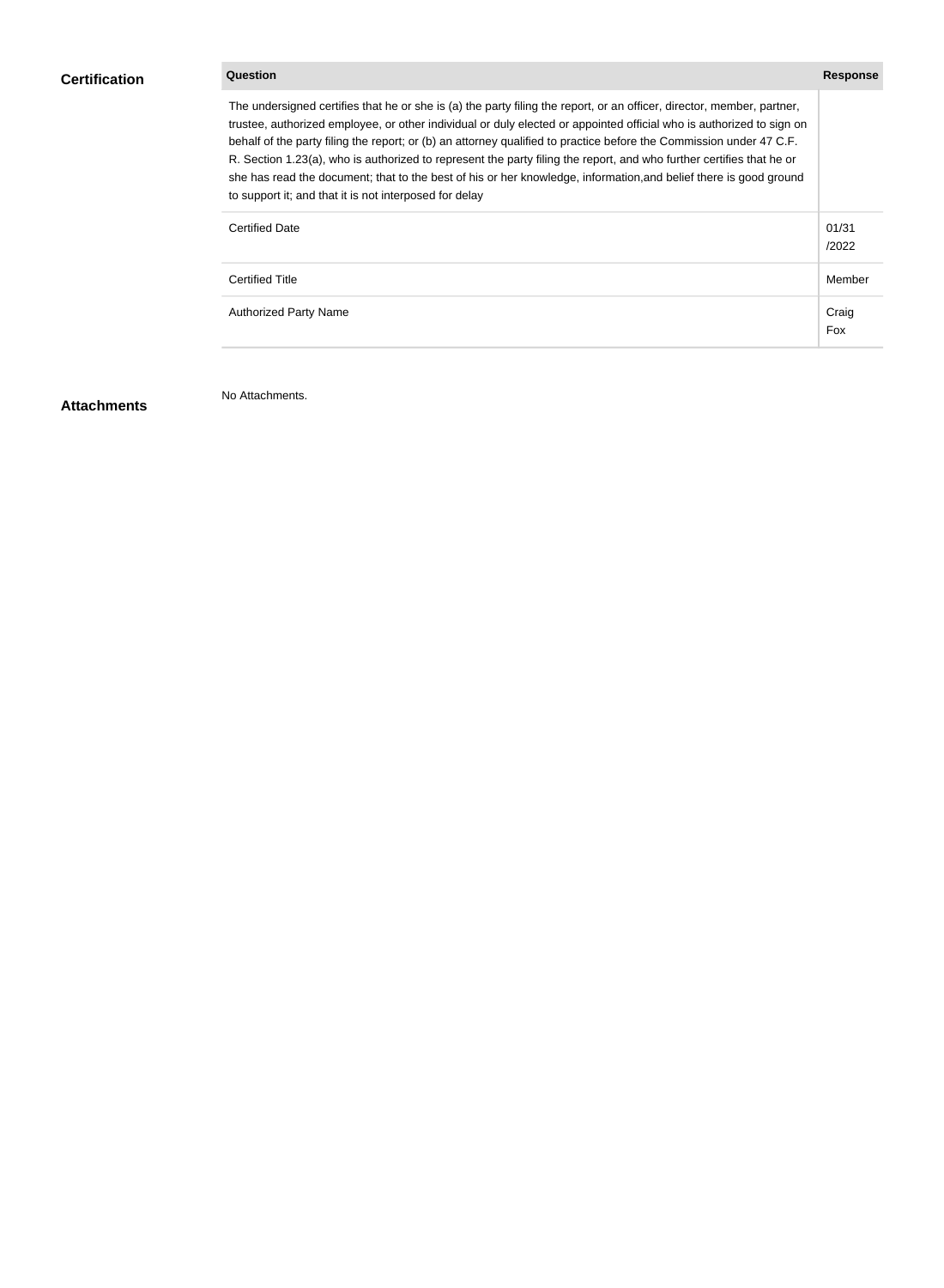## Certification

| Question | Response |
|---|---|
| The undersigned certifies that he or she is (a) the party filing the report, or an officer, director, member, partner, trustee, authorized employee, or other individual or duly elected or appointed official who is authorized to sign on behalf of the party filing the report; or (b) an attorney qualified to practice before the Commission under 47 C.F. R. Section 1.23(a), who is authorized to represent the party filing the report, and who further certifies that he or she has read the document; that to the best of his or her knowledge, information,and belief there is good ground to support it; and that it is not interposed for delay | |
| Certified Date | 01/31/2022 |
| Certified Title | Member |
| Authorized Party Name | Craig Fox |

## Attachments

No Attachments.